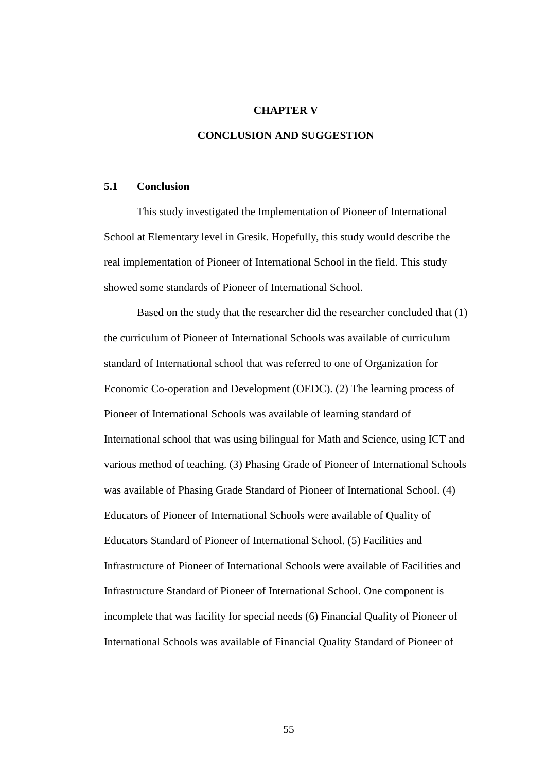# CHAPTER V

# CONCLUSION AND SUGGESTION

## 5.1 Conclusion

This study investigated the Implementation of Pioneer of International School at Elementary level in Gresik. Hopefully, this study would describe the real implementation of Pioneer of International School in the field. This study showed some standards of Pioneer of International School.

Based on the study that the researcher did the researcher concluded that (1) the curriculum of Pioneer of International Schools was available of curriculum standard of International school that was referred to one of Organization for Economic Co-operation and Development (OEDC). (2) The learning process of Pioneer of International Schools was available of learning standard of International school that was using bilingual for Math and Science, using ICT and various method of teaching. (3) Phasing Grade of Pioneer of International Schools was available of Phasing Grade Standard of Pioneer of International School. (4) Educators of Pioneer of International Schools were available of Quality of Educators Standard of Pioneer of International School. (5) Facilities and Infrastructure of Pioneer of International Schools were available of Facilities and Infrastructure Standard of Pioneer of International School. One component is incomplete that was facility for special needs (6) Financial Quality of Pioneer of International Schools was available of Financial Quality Standard of Pioneer of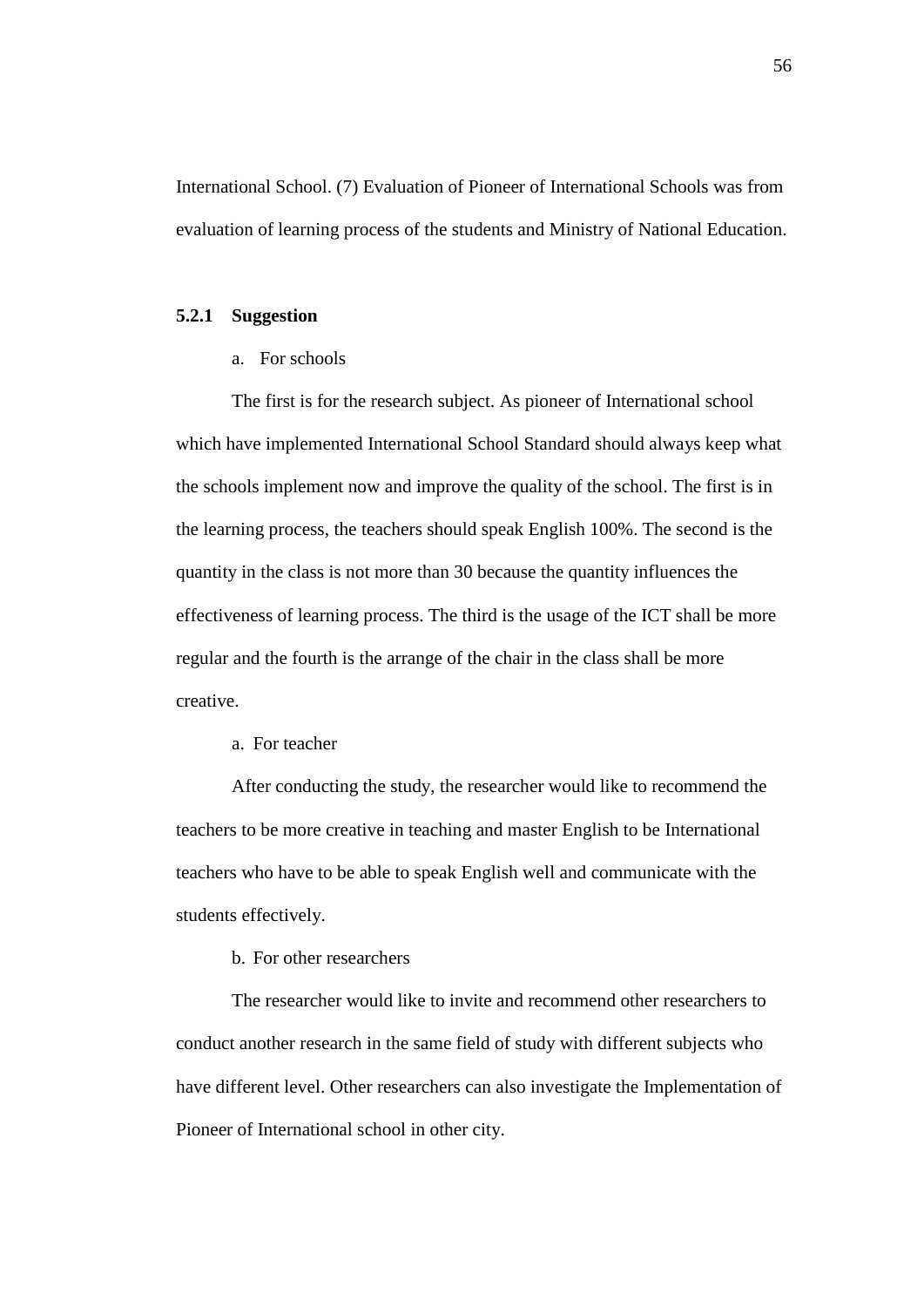International School. (7) Evaluation of Pioneer of International Schools was from evaluation of learning process of the students and Ministry of National Education.

### 5.2.1 Suggestion

a. For schools

The first is for the research subject. As pioneer of International school which have implemented International School Standard should always keep what the schools implement now and improve the quality of the school. The first is in the learning process, the teachers should speak English 100%. The second is the quantity in the class is not more than 30 because the quantity influences the effectiveness of learning process. The third is the usage of the ICT shall be more regular and the fourth is the arrange of the chair in the class shall be more creative.

a. For teacher

After conducting the study, the researcher would like to recommend the teachers to be more creative in teaching and master English to be International teachers who have to be able to speak English well and communicate with the students effectively.

b. For other researchers

The researcher would like to invite and recommend other researchers to conduct another research in the same field of study with different subjects who have different level. Other researchers can also investigate the Implementation of Pioneer of International school in other city.